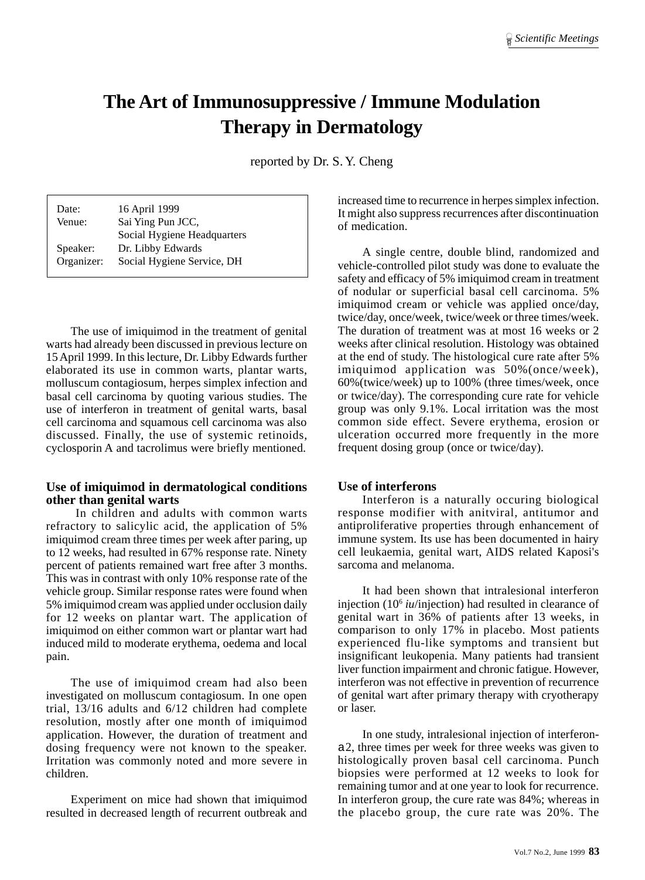# The Art of Immunosuppressive / Immune Modulation Therapy in Dermatology

reported by Dr. S. Y. Cheng

| | |
|---|---|
| Date: | 16 April 1999 |
| Venue: | Sai Ying Pun JCC, Social Hygiene Headquarters |
| Speaker: | Dr. Libby Edwards |
| Organizer: | Social Hygiene Service, DH |

The use of imiquimod in the treatment of genital warts had already been discussed in previous lecture on 15 April 1999. In this lecture, Dr. Libby Edwards further elaborated its use in common warts, plantar warts, molluscum contagiosum, herpes simplex infection and basal cell carcinoma by quoting various studies. The use of interferon in treatment of genital warts, basal cell carcinoma and squamous cell carcinoma was also discussed. Finally, the use of systemic retinoids, cyclosporin A and tacrolimus were briefly mentioned.

### Use of imiquimod in dermatological conditions other than genital warts

In children and adults with common warts refractory to salicylic acid, the application of 5% imiquimod cream three times per week after paring, up to 12 weeks, had resulted in 67% response rate. Ninety percent of patients remained wart free after 3 months. This was in contrast with only 10% response rate of the vehicle group. Similar response rates were found when 5% imiquimod cream was applied under occlusion daily for 12 weeks on plantar wart. The application of imiquimod on either common wart or plantar wart had induced mild to moderate erythema, oedema and local pain.

The use of imiquimod cream had also been investigated on molluscum contagiosum. In one open trial, 13/16 adults and 6/12 children had complete resolution, mostly after one month of imiquimod application. However, the duration of treatment and dosing frequency were not known to the speaker. Irritation was commonly noted and more severe in children.

Experiment on mice had shown that imiquimod resulted in decreased length of recurrent outbreak and increased time to recurrence in herpes simplex infection. It might also suppress recurrences after discontinuation of medication.

A single centre, double blind, randomized and vehicle-controlled pilot study was done to evaluate the safety and efficacy of 5% imiquimod cream in treatment of nodular or superficial basal cell carcinoma. 5% imiquimod cream or vehicle was applied once/day, twice/day, once/week, twice/week or three times/week. The duration of treatment was at most 16 weeks or 2 weeks after clinical resolution. Histology was obtained at the end of study. The histological cure rate after 5% imiquimod application was 50%(once/week), 60%(twice/week) up to 100% (three times/week, once or twice/day). The corresponding cure rate for vehicle group was only 9.1%. Local irritation was the most common side effect. Severe erythema, erosion or ulceration occurred more frequently in the more frequent dosing group (once or twice/day).

### Use of interferons

Interferon is a naturally occuring biological response modifier with anitviral, antitumor and antiproliferative properties through enhancement of immune system. Its use has been documented in hairy cell leukaemia, genital wart, AIDS related Kaposi's sarcoma and melanoma.

It had been shown that intralesional interferon injection ($10^6$ *iu*/injection) had resulted in clearance of genital wart in 36% of patients after 13 weeks, in comparison to only 17% in placebo. Most patients experienced flu-like symptoms and transient but insignificant leukopenia. Many patients had transient liver function impairment and chronic fatigue. However, interferon was not effective in prevention of recurrence of genital wart after primary therapy with cryotherapy or laser.

In one study, intralesional injection of interferon-$\alpha$2, three times per week for three weeks was given to histologically proven basal cell carcinoma. Punch biopsies were performed at 12 weeks to look for remaining tumor and at one year to look for recurrence. In interferon group, the cure rate was 84%; whereas in the placebo group, the cure rate was 20%. The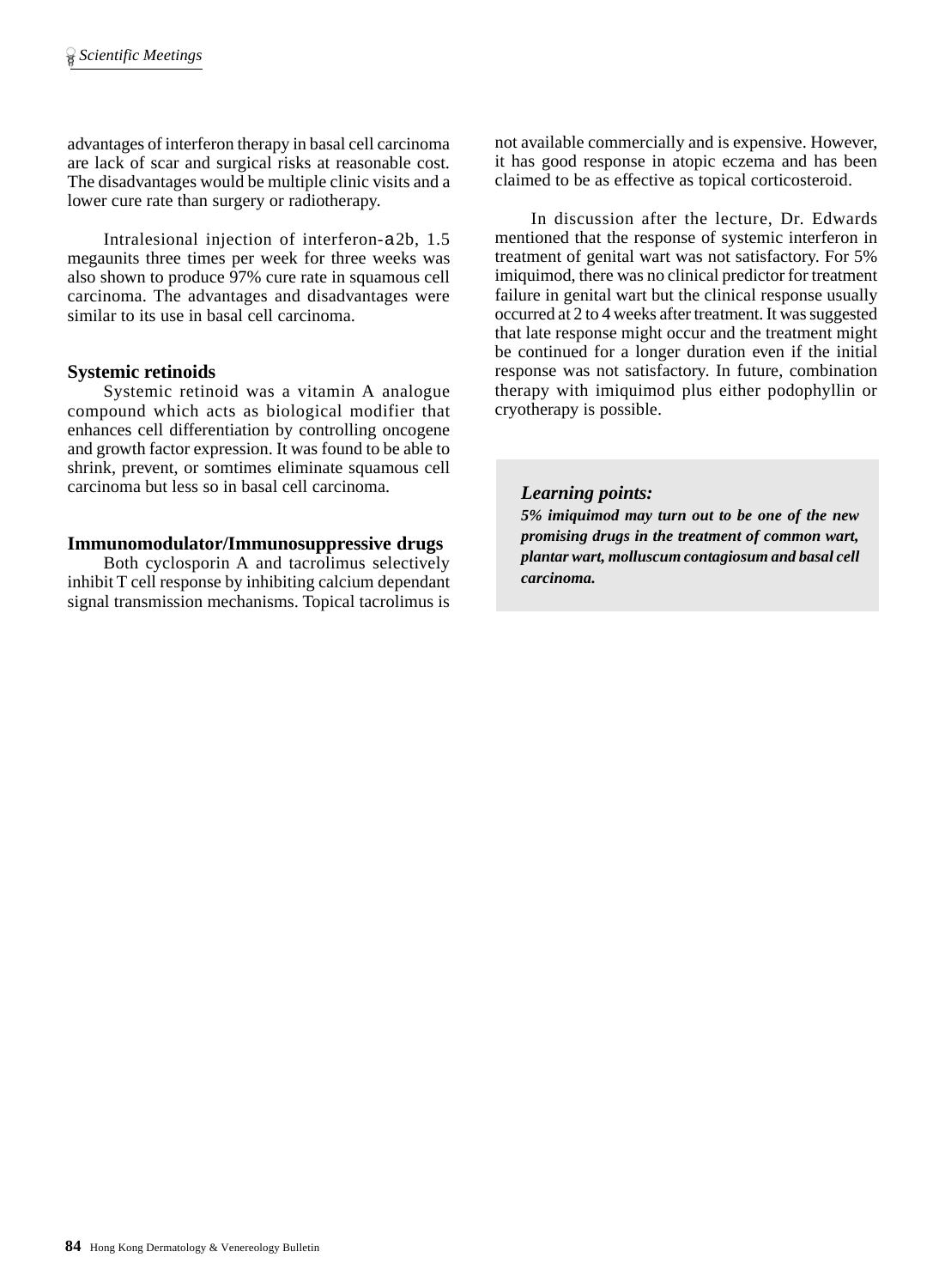advantages of interferon therapy in basal cell carcinoma are lack of scar and surgical risks at reasonable cost. The disadvantages would be multiple clinic visits and a lower cure rate than surgery or radiotherapy.

Intralesional injection of interferon-a2b, 1.5 megaunits three times per week for three weeks was also shown to produce 97% cure rate in squamous cell carcinoma. The advantages and disadvantages were similar to its use in basal cell carcinoma.

### Systemic retinoids

Systemic retinoid was a vitamin A analogue compound which acts as biological modifier that enhances cell differentiation by controlling oncogene and growth factor expression. It was found to be able to shrink, prevent, or somtimes eliminate squamous cell carcinoma but less so in basal cell carcinoma.

### Immunomodulator/Immunosuppressive drugs

Both cyclosporin A and tacrolimus selectively inhibit T cell response by inhibiting calcium dependant signal transmission mechanisms. Topical tacrolimus is not available commercially and is expensive. However, it has good response in atopic eczema and has been claimed to be as effective as topical corticosteroid.

In discussion after the lecture, Dr. Edwards mentioned that the response of systemic interferon in treatment of genital wart was not satisfactory. For 5% imiquimod, there was no clinical predictor for treatment failure in genital wart but the clinical response usually occurred at 2 to 4 weeks after treatment. It was suggested that late response might occur and the treatment might be continued for a longer duration even if the initial response was not satisfactory. In future, combination therapy with imiquimod plus either podophyllin or cryotherapy is possible.

***Learning points:***

***5% imiquimod may turn out to be one of the new promising drugs in the treatment of common wart, plantar wart, molluscum contagiosum and basal cell carcinoma.***